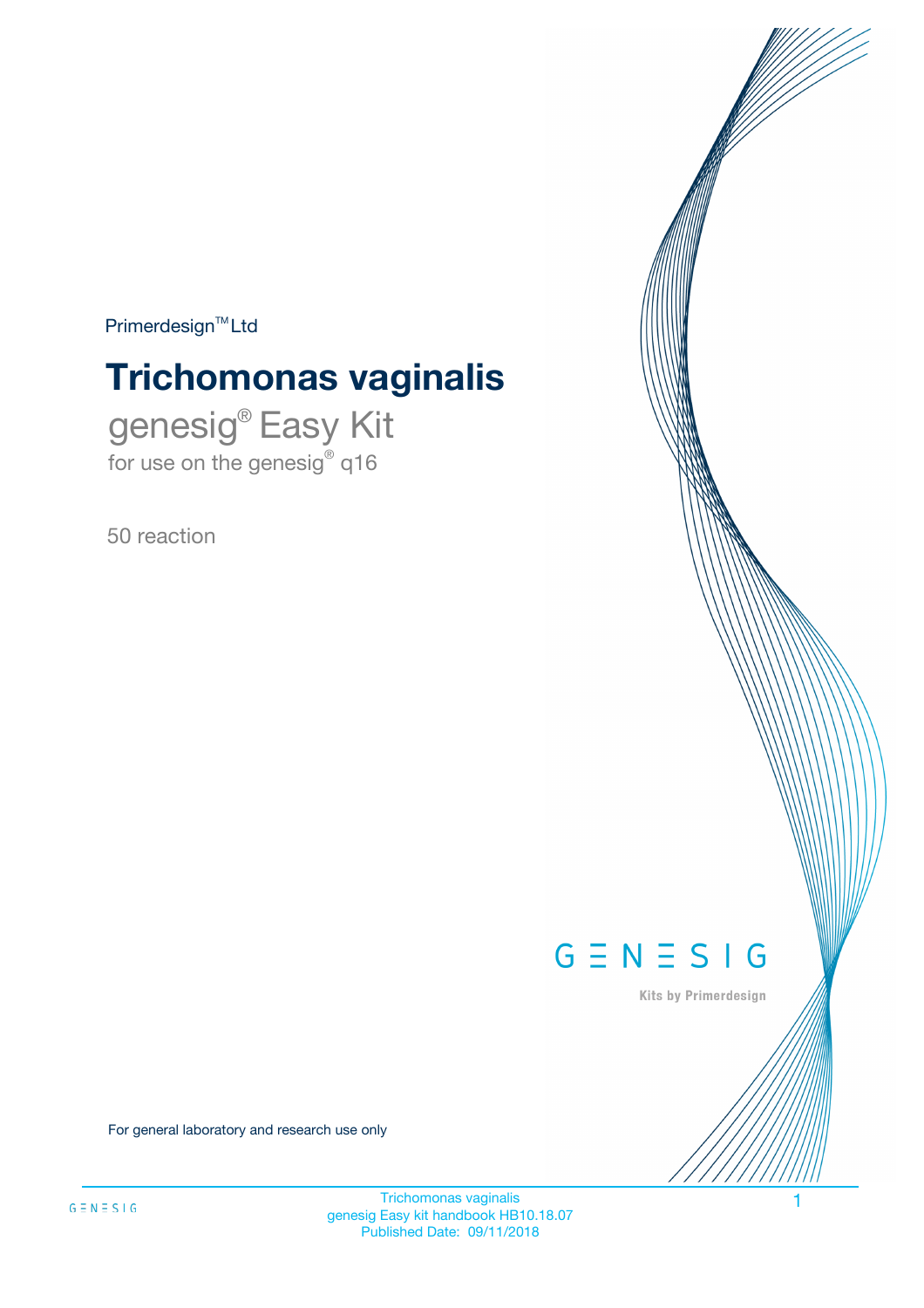Primerdesign™ Ltd

# Trichomonas vaginalis

## genesig® Easy Kit

for use on the genesig® q16

50 reaction

GENESIG

Kits by Primerdesign

For general laboratory and research use only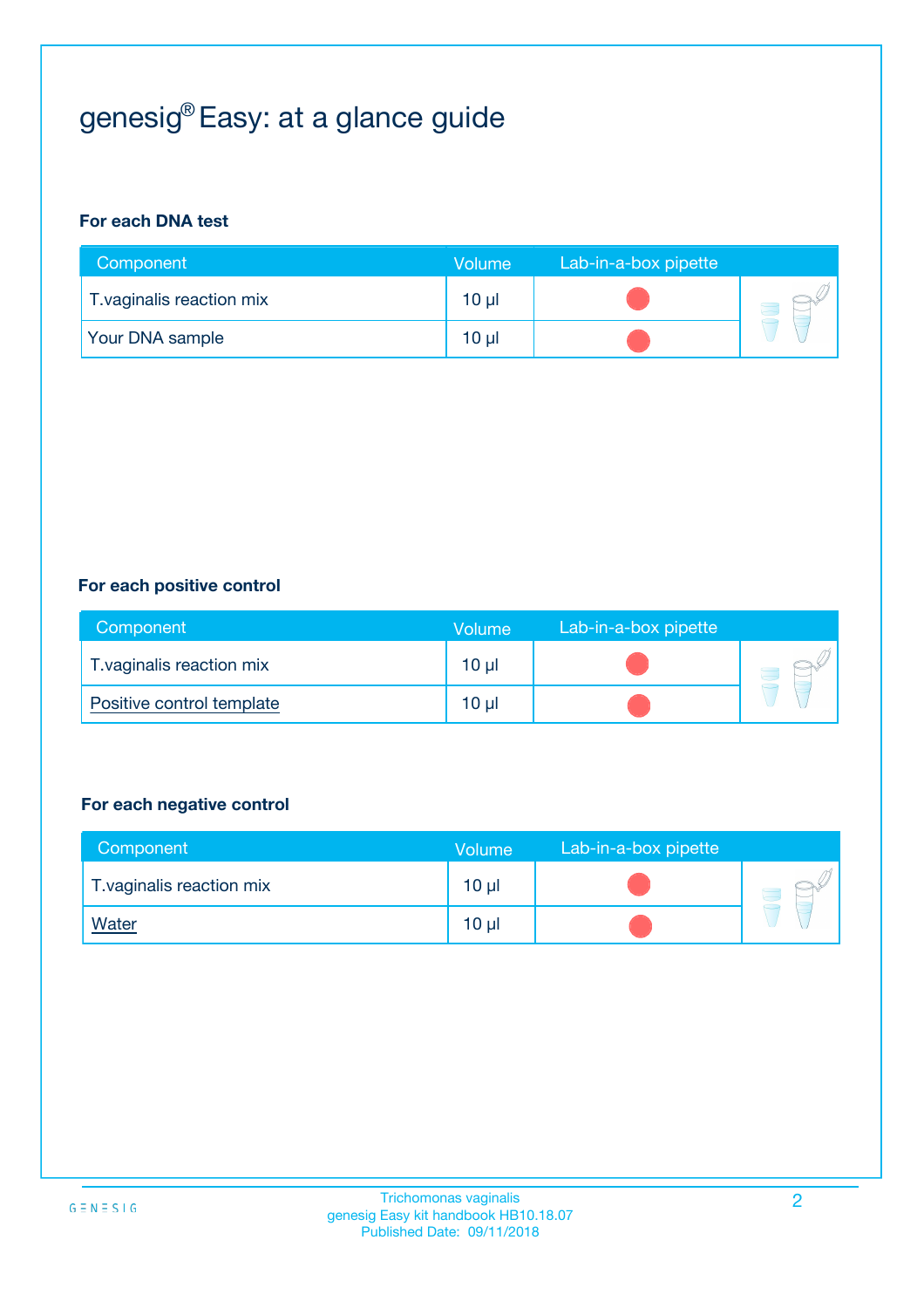# genesig® Easy: at a glance guide

**For each DNA test**

| Component | Volume | Lab-in-a-box pipette |
| --- | --- | --- |
| T.vaginalis reaction mix | 10 µl | |
| Your DNA sample | 10 µl | |

**For each positive control**

| Component | Volume | Lab-in-a-box pipette |
| --- | --- | --- |
| T.vaginalis reaction mix | 10 µl | |
| Positive control template | 10 µl | |

**For each negative control**

| Component | Volume | Lab-in-a-box pipette |
| --- | --- | --- |
| T.vaginalis reaction mix | 10 µl | |
| Water | 10 µl | |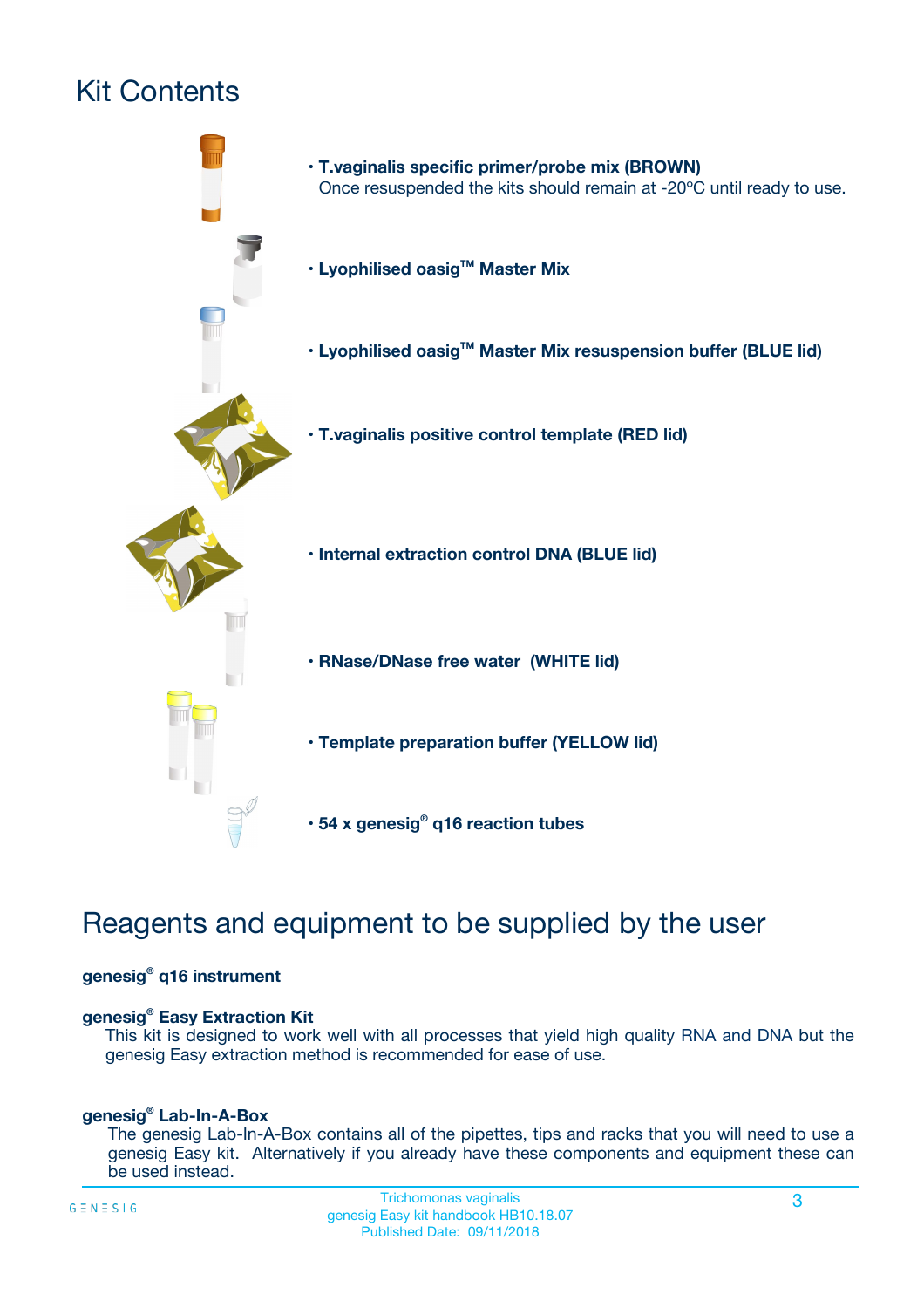# Kit Contents

- **T.vaginalis specific primer/probe mix (BROWN)**
  Once resuspended the kits should remain at -20ºC until ready to use.
- **Lyophilised oasig™ Master Mix**
- **Lyophilised oasig™ Master Mix resuspension buffer (BLUE lid)**
- **T.vaginalis positive control template (RED lid)**
- **Internal extraction control DNA (BLUE lid)**
- **RNase/DNase free water (WHITE lid)**
- **Template preparation buffer (YELLOW lid)**
- **54 x genesig® q16 reaction tubes**

# Reagents and equipment to be supplied by the user

**genesig® q16 instrument**

**genesig® Easy Extraction Kit**

This kit is designed to work well with all processes that yield high quality RNA and DNA but the genesig Easy extraction method is recommended for ease of use.

**genesig® Lab-In-A-Box**

The genesig Lab-In-A-Box contains all of the pipettes, tips and racks that you will need to use a genesig Easy kit. Alternatively if you already have these components and equipment these can be used instead.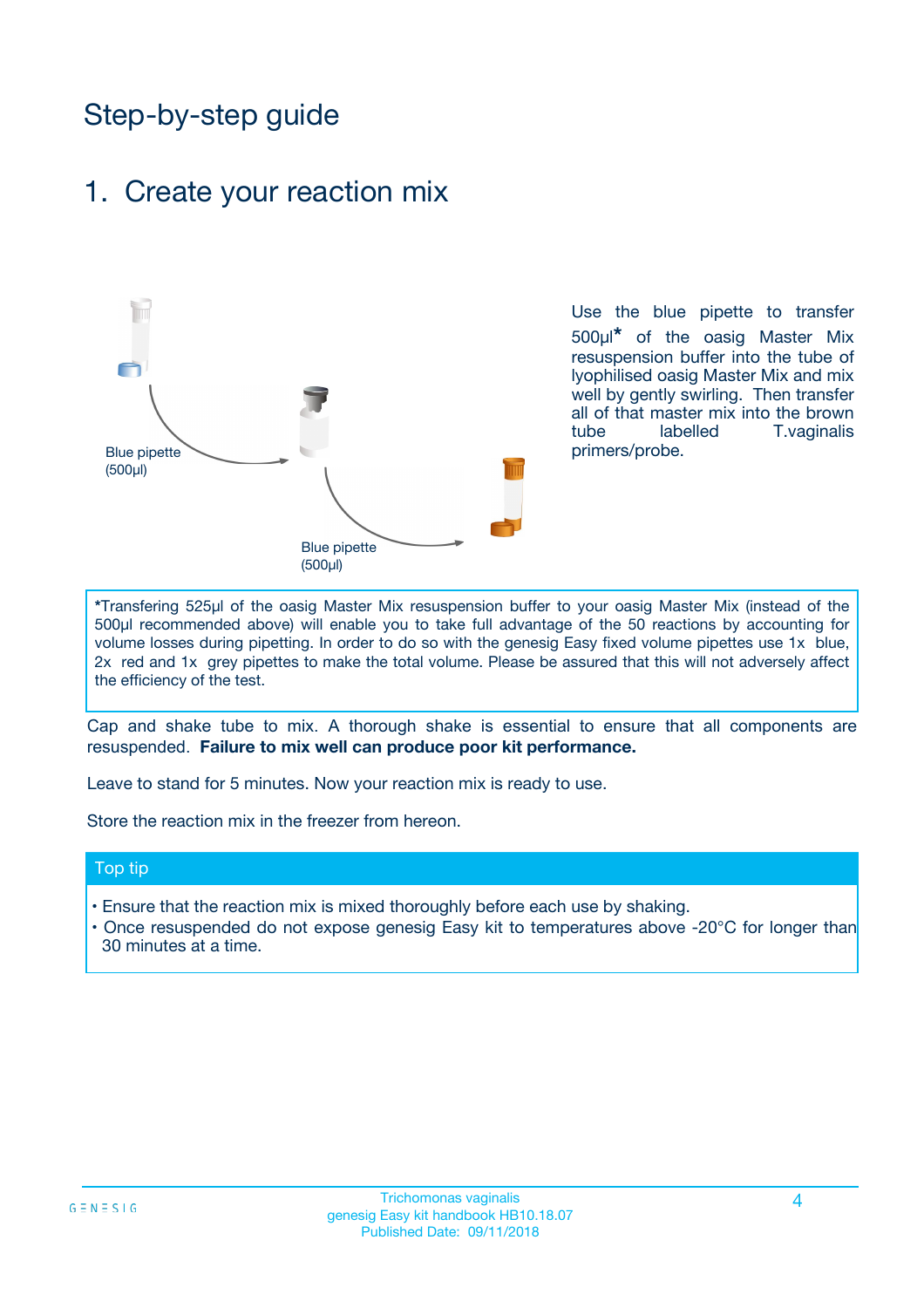# Step-by-step guide

## 1. Create your reaction mix

Blue pipette (500µl)

Blue pipette (500µl)

Use the blue pipette to transfer 500µl* of the oasig Master Mix resuspension buffer into the tube of lyophilised oasig Master Mix and mix well by gently swirling. Then transfer all of that master mix into the brown tube labelled T.vaginalis primers/probe.

*Transfering 525µl of the oasig Master Mix resuspension buffer to your oasig Master Mix (instead of the 500µl recommended above) will enable you to take full advantage of the 50 reactions by accounting for volume losses during pipetting. In order to do so with the genesig Easy fixed volume pipettes use 1x blue, 2x red and 1x grey pipettes to make the total volume. Please be assured that this will not adversely affect the efficiency of the test.

Cap and shake tube to mix. A thorough shake is essential to ensure that all components are resuspended. **Failure to mix well can produce poor kit performance.**

Leave to stand for 5 minutes. Now your reaction mix is ready to use.

Store the reaction mix in the freezer from hereon.

### Top tip

- Ensure that the reaction mix is mixed thoroughly before each use by shaking.
- Once resuspended do not expose genesig Easy kit to temperatures above -20°C for longer than 30 minutes at a time.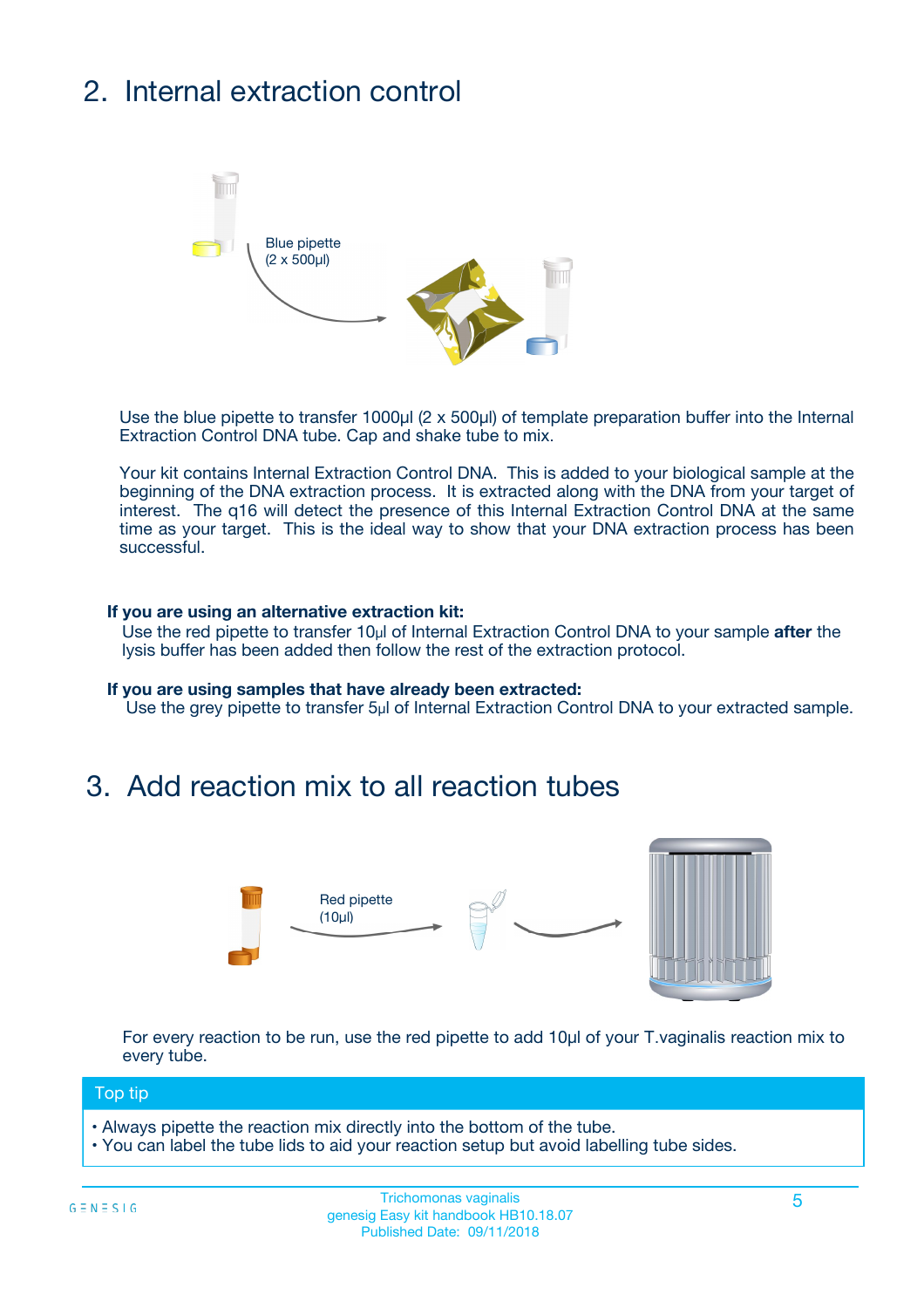## 2. Internal extraction control

Blue pipette
(2 x 500µl)

Use the blue pipette to transfer 1000µl (2 x 500µl) of template preparation buffer into the Internal Extraction Control DNA tube. Cap and shake tube to mix.

Your kit contains Internal Extraction Control DNA. This is added to your biological sample at the beginning of the DNA extraction process. It is extracted along with the DNA from your target of interest. The q16 will detect the presence of this Internal Extraction Control DNA at the same time as your target. This is the ideal way to show that your DNA extraction process has been successful.

**If you are using an alternative extraction kit:**
Use the red pipette to transfer 10µl of Internal Extraction Control DNA to your sample **after** the lysis buffer has been added then follow the rest of the extraction protocol.

**If you are using samples that have already been extracted:**
Use the grey pipette to transfer 5µl of Internal Extraction Control DNA to your extracted sample.

## 3. Add reaction mix to all reaction tubes

Red pipette
(10µl)

For every reaction to be run, use the red pipette to add 10µl of your T.vaginalis reaction mix to every tube.

**Top tip**

- Always pipette the reaction mix directly into the bottom of the tube.
- You can label the tube lids to aid your reaction setup but avoid labelling tube sides.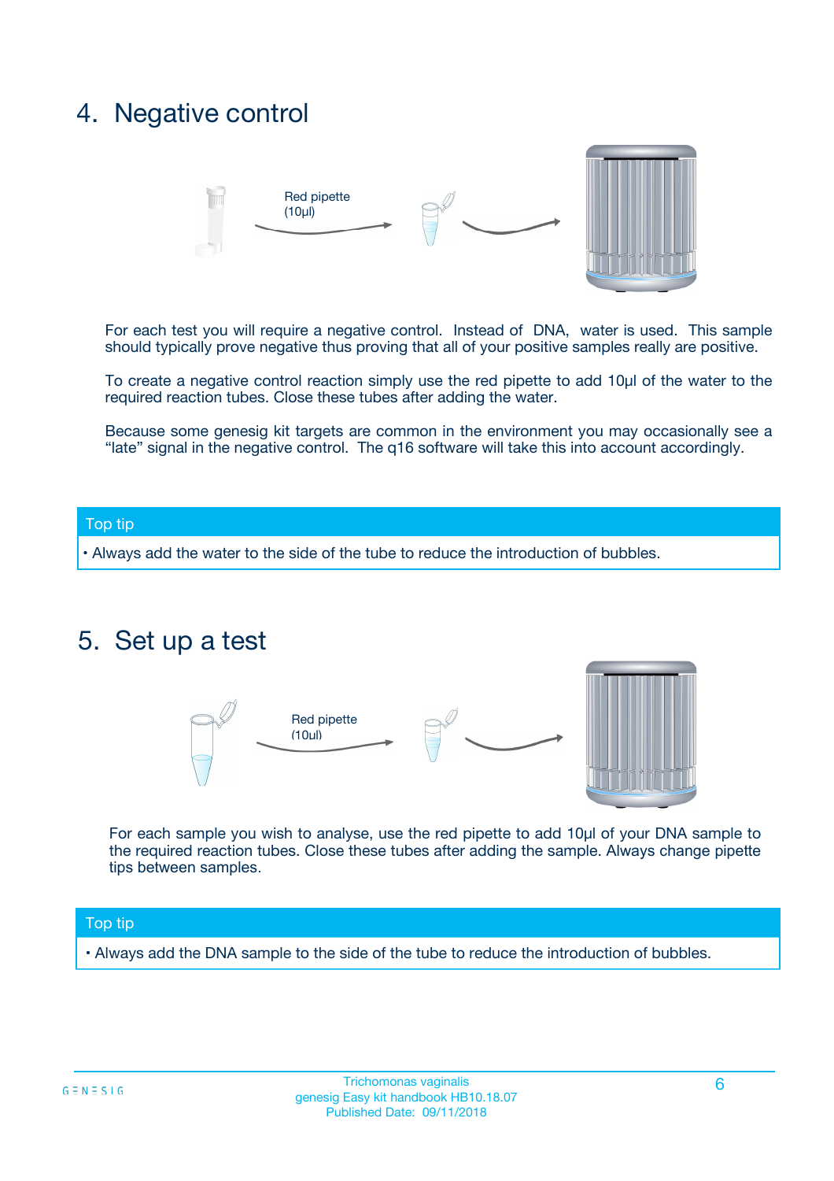## 4. Negative control

Red pipette (10µl)

For each test you will require a negative control. Instead of DNA, water is used. This sample should typically prove negative thus proving that all of your positive samples really are positive.

To create a negative control reaction simply use the red pipette to add 10µl of the water to the required reaction tubes. Close these tubes after adding the water.

Because some genesig kit targets are common in the environment you may occasionally see a "late" signal in the negative control. The q16 software will take this into account accordingly.

**Top tip**

- Always add the water to the side of the tube to reduce the introduction of bubbles.

## 5. Set up a test

Red pipette (10µl)

For each sample you wish to analyse, use the red pipette to add 10µl of your DNA sample to the required reaction tubes. Close these tubes after adding the sample. Always change pipette tips between samples.

**Top tip**

- Always add the DNA sample to the side of the tube to reduce the introduction of bubbles.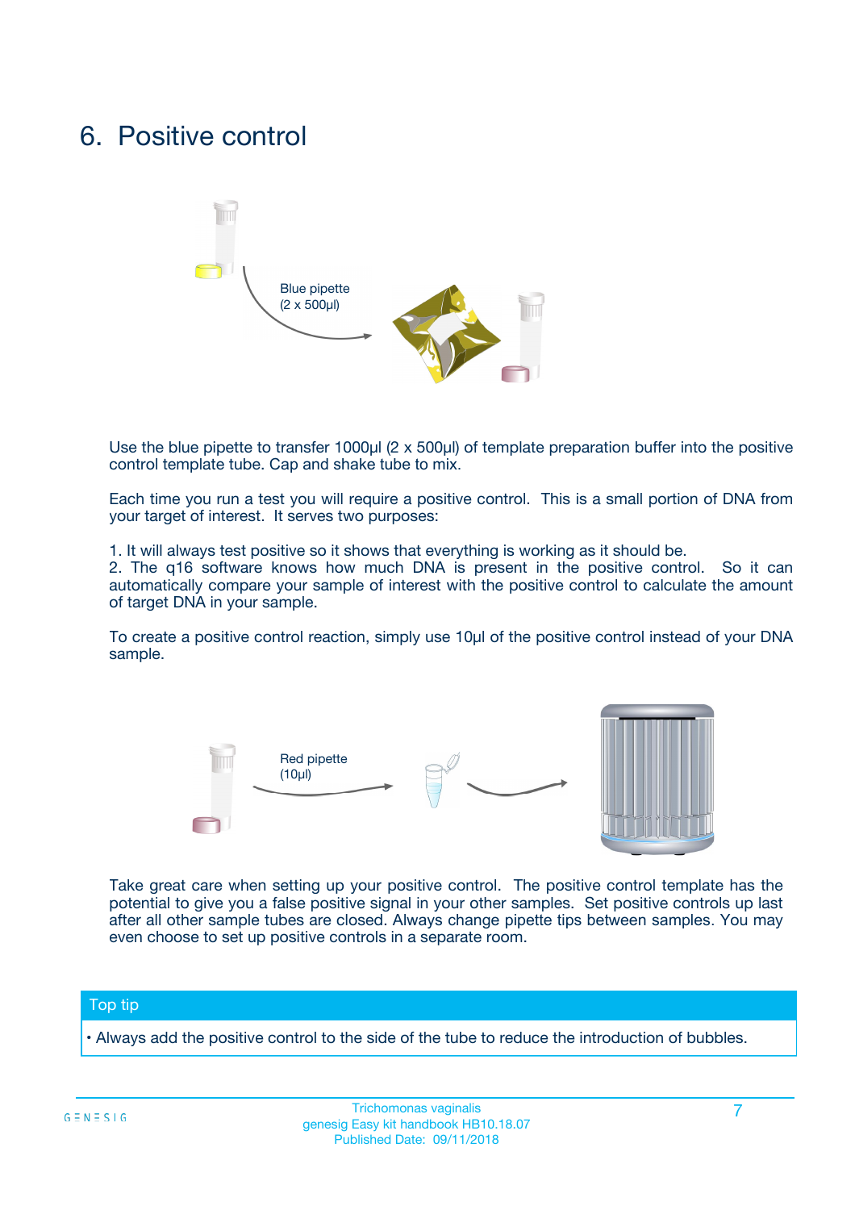# 6. Positive control

Blue pipette
(2 x 500µl)

Use the blue pipette to transfer 1000µl (2 x 500µl) of template preparation buffer into the positive control template tube. Cap and shake tube to mix.

Each time you run a test you will require a positive control. This is a small portion of DNA from your target of interest. It serves two purposes:

1. It will always test positive so it shows that everything is working as it should be.
2. The q16 software knows how much DNA is present in the positive control. So it can automatically compare your sample of interest with the positive control to calculate the amount of target DNA in your sample.

To create a positive control reaction, simply use 10µl of the positive control instead of your DNA sample.

Red pipette
(10µl)

Take great care when setting up your positive control. The positive control template has the potential to give you a false positive signal in your other samples. Set positive controls up last after all other sample tubes are closed. Always change pipette tips between samples. You may even choose to set up positive controls in a separate room.

**Top tip**

- Always add the positive control to the side of the tube to reduce the introduction of bubbles.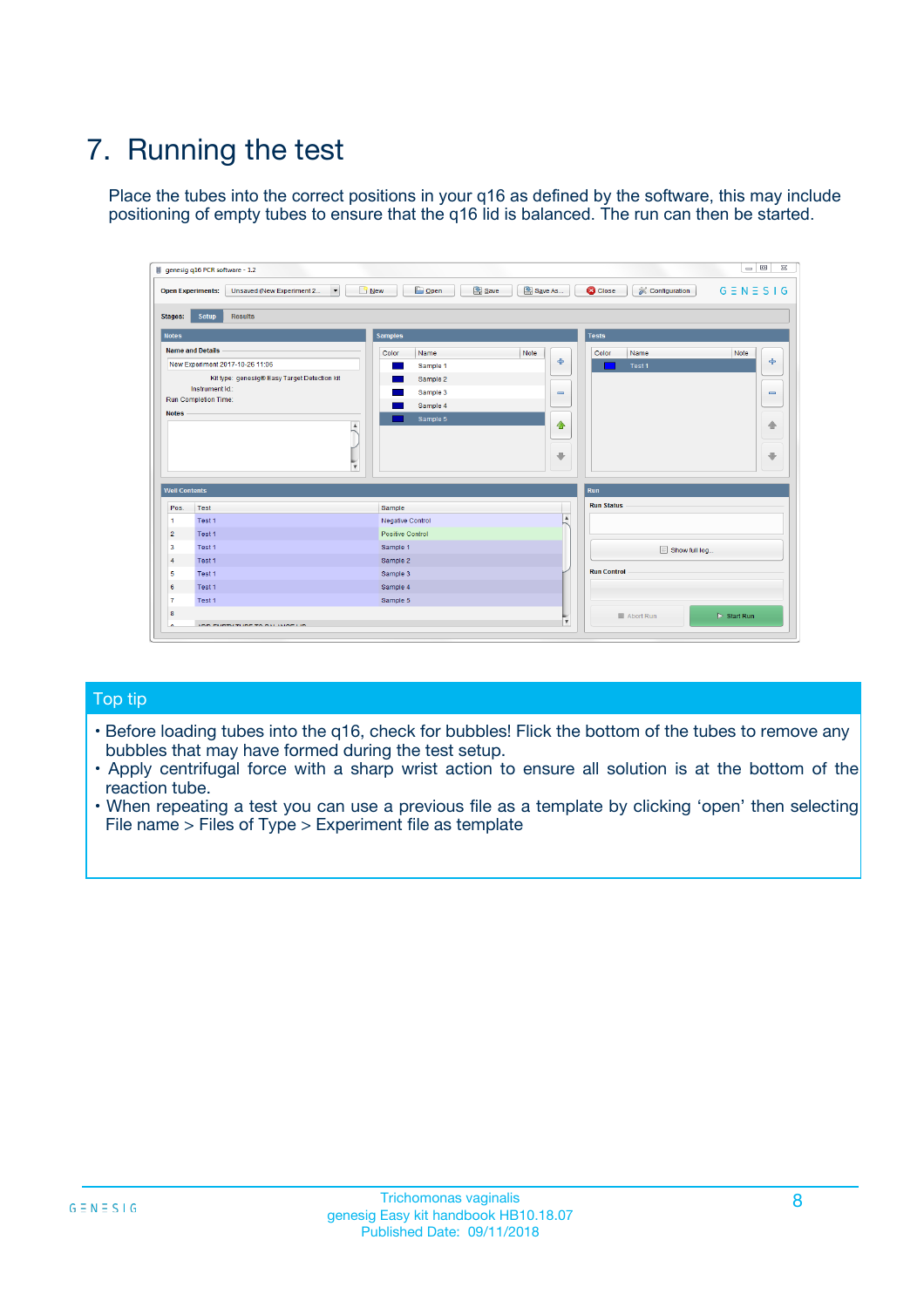# 7. Running the test

Place the tubes into the correct positions in your q16 as defined by the software, this may include positioning of empty tubes to ensure that the q16 lid is balanced. The run can then be started.

## Top tip

- Before loading tubes into the q16, check for bubbles! Flick the bottom of the tubes to remove any bubbles that may have formed during the test setup.
- Apply centrifugal force with a sharp wrist action to ensure all solution is at the bottom of the reaction tube.
- When repeating a test you can use a previous file as a template by clicking 'open' then selecting File name > Files of Type > Experiment file as template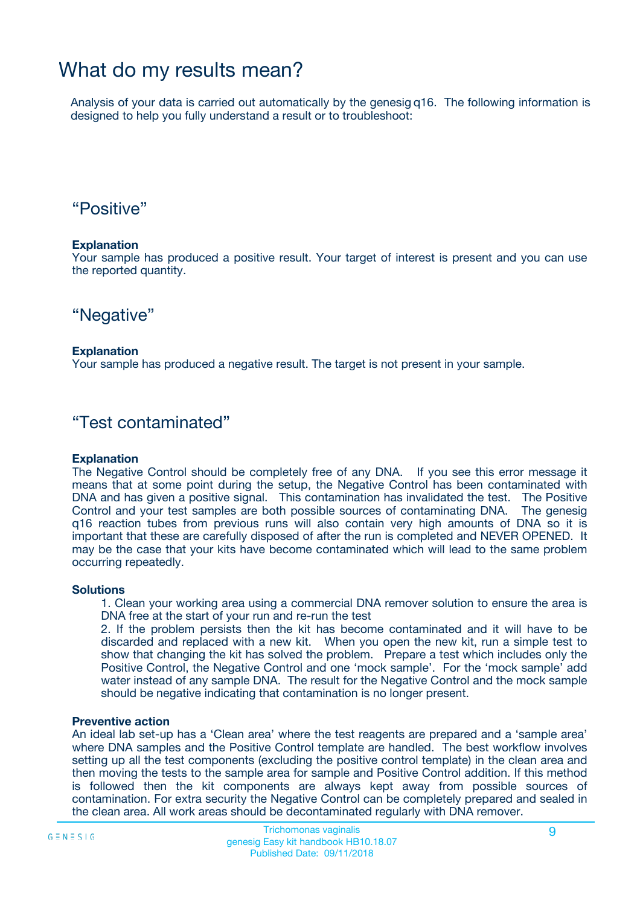# What do my results mean?

Analysis of your data is carried out automatically by the genesig q16. The following information is designed to help you fully understand a result or to troubleshoot:

## “Positive”

**Explanation**
Your sample has produced a positive result. Your target of interest is present and you can use the reported quantity.

## “Negative”

**Explanation**
Your sample has produced a negative result. The target is not present in your sample.

## “Test contaminated”

**Explanation**
The Negative Control should be completely free of any DNA. If you see this error message it means that at some point during the setup, the Negative Control has been contaminated with DNA and has given a positive signal. This contamination has invalidated the test. The Positive Control and your test samples are both possible sources of contaminating DNA. The genesig q16 reaction tubes from previous runs will also contain very high amounts of DNA so it is important that these are carefully disposed of after the run is completed and NEVER OPENED. It may be the case that your kits have become contaminated which will lead to the same problem occurring repeatedly.

**Solutions**

1. Clean your working area using a commercial DNA remover solution to ensure the area is DNA free at the start of your run and re-run the test
2. If the problem persists then the kit has become contaminated and it will have to be discarded and replaced with a new kit. When you open the new kit, run a simple test to show that changing the kit has solved the problem. Prepare a test which includes only the Positive Control, the Negative Control and one ‘mock sample’. For the ‘mock sample’ add water instead of any sample DNA. The result for the Negative Control and the mock sample should be negative indicating that contamination is no longer present.

**Preventive action**
An ideal lab set-up has a ‘Clean area’ where the test reagents are prepared and a ‘sample area’ where DNA samples and the Positive Control template are handled. The best workflow involves setting up all the test components (excluding the positive control template) in the clean area and then moving the tests to the sample area for sample and Positive Control addition. If this method is followed then the kit components are always kept away from possible sources of contamination. For extra security the Negative Control can be completely prepared and sealed in the clean area. All work areas should be decontaminated regularly with DNA remover.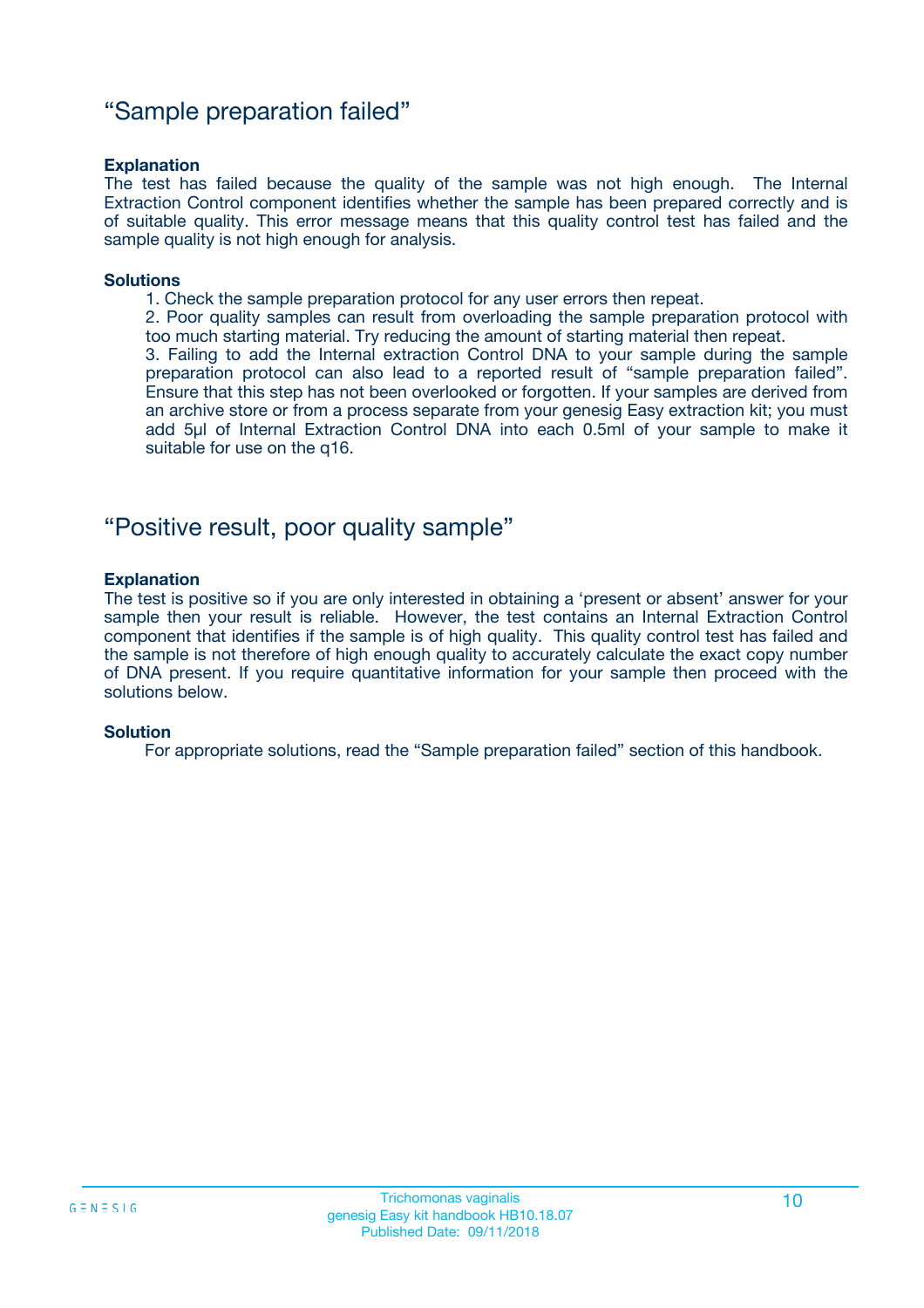## “Sample preparation failed”

**Explanation**

The test has failed because the quality of the sample was not high enough. The Internal Extraction Control component identifies whether the sample has been prepared correctly and is of suitable quality. This error message means that this quality control test has failed and the sample quality is not high enough for analysis.

**Solutions**

1. Check the sample preparation protocol for any user errors then repeat.
2. Poor quality samples can result from overloading the sample preparation protocol with too much starting material. Try reducing the amount of starting material then repeat.
3. Failing to add the Internal extraction Control DNA to your sample during the sample preparation protocol can also lead to a reported result of “sample preparation failed”. Ensure that this step has not been overlooked or forgotten. If your samples are derived from an archive store or from a process separate from your genesig Easy extraction kit; you must add 5µl of Internal Extraction Control DNA into each 0.5ml of your sample to make it suitable for use on the q16.

## “Positive result, poor quality sample”

**Explanation**

The test is positive so if you are only interested in obtaining a ‘present or absent’ answer for your sample then your result is reliable. However, the test contains an Internal Extraction Control component that identifies if the sample is of high quality. This quality control test has failed and the sample is not therefore of high enough quality to accurately calculate the exact copy number of DNA present. If you require quantitative information for your sample then proceed with the solutions below.

**Solution**

For appropriate solutions, read the “Sample preparation failed” section of this handbook.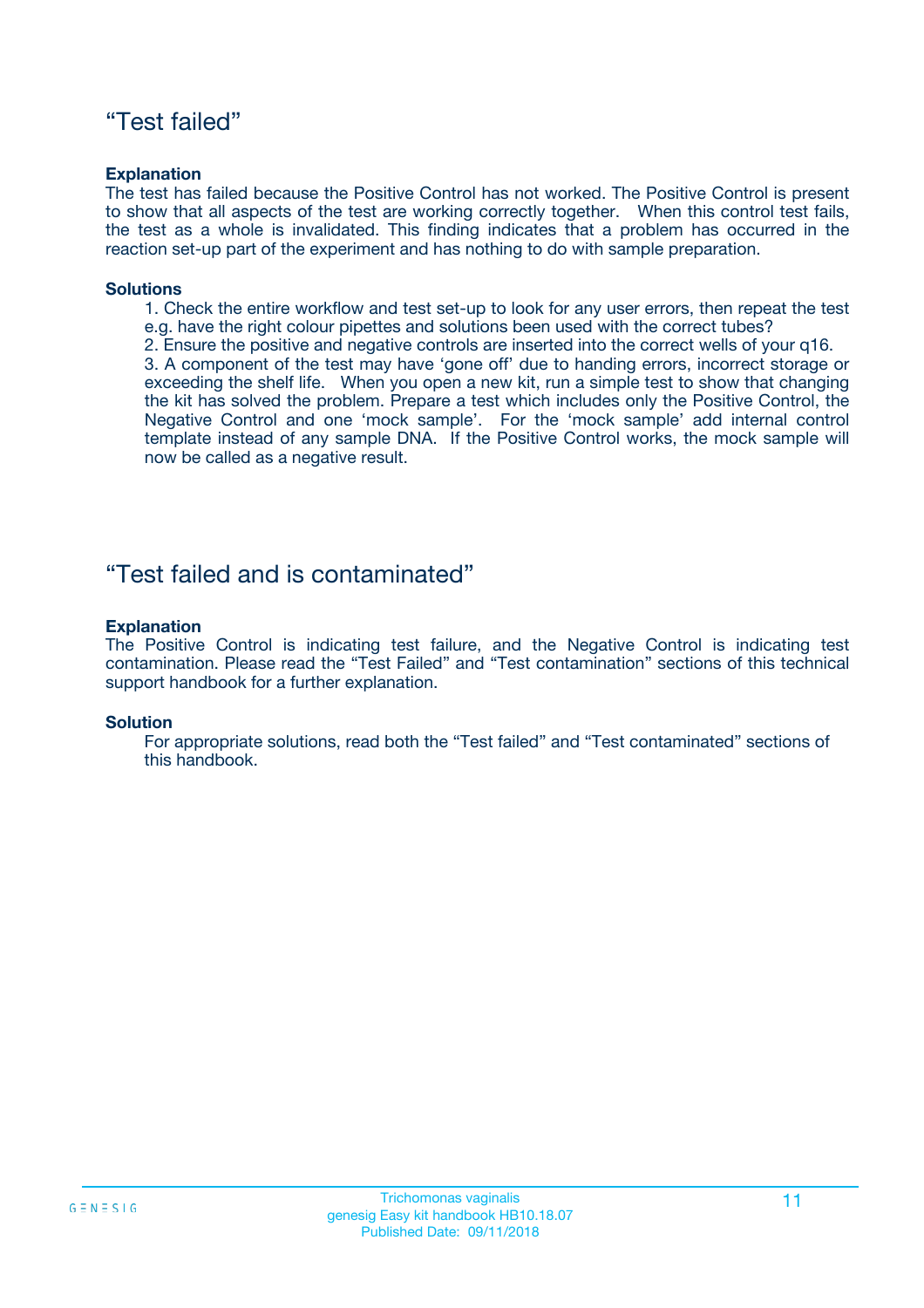## “Test failed”

**Explanation**

The test has failed because the Positive Control has not worked. The Positive Control is present to show that all aspects of the test are working correctly together. When this control test fails, the test as a whole is invalidated. This finding indicates that a problem has occurred in the reaction set-up part of the experiment and has nothing to do with sample preparation.

**Solutions**

1. Check the entire workflow and test set-up to look for any user errors, then repeat the test e.g. have the right colour pipettes and solutions been used with the correct tubes?
2. Ensure the positive and negative controls are inserted into the correct wells of your q16.
3. A component of the test may have ‘gone off’ due to handing errors, incorrect storage or exceeding the shelf life. When you open a new kit, run a simple test to show that changing the kit has solved the problem. Prepare a test which includes only the Positive Control, the Negative Control and one ‘mock sample’. For the ‘mock sample’ add internal control template instead of any sample DNA. If the Positive Control works, the mock sample will now be called as a negative result.

## “Test failed and is contaminated”

**Explanation**

The Positive Control is indicating test failure, and the Negative Control is indicating test contamination. Please read the “Test Failed” and “Test contamination” sections of this technical support handbook for a further explanation.

**Solution**

For appropriate solutions, read both the “Test failed” and “Test contaminated” sections of this handbook.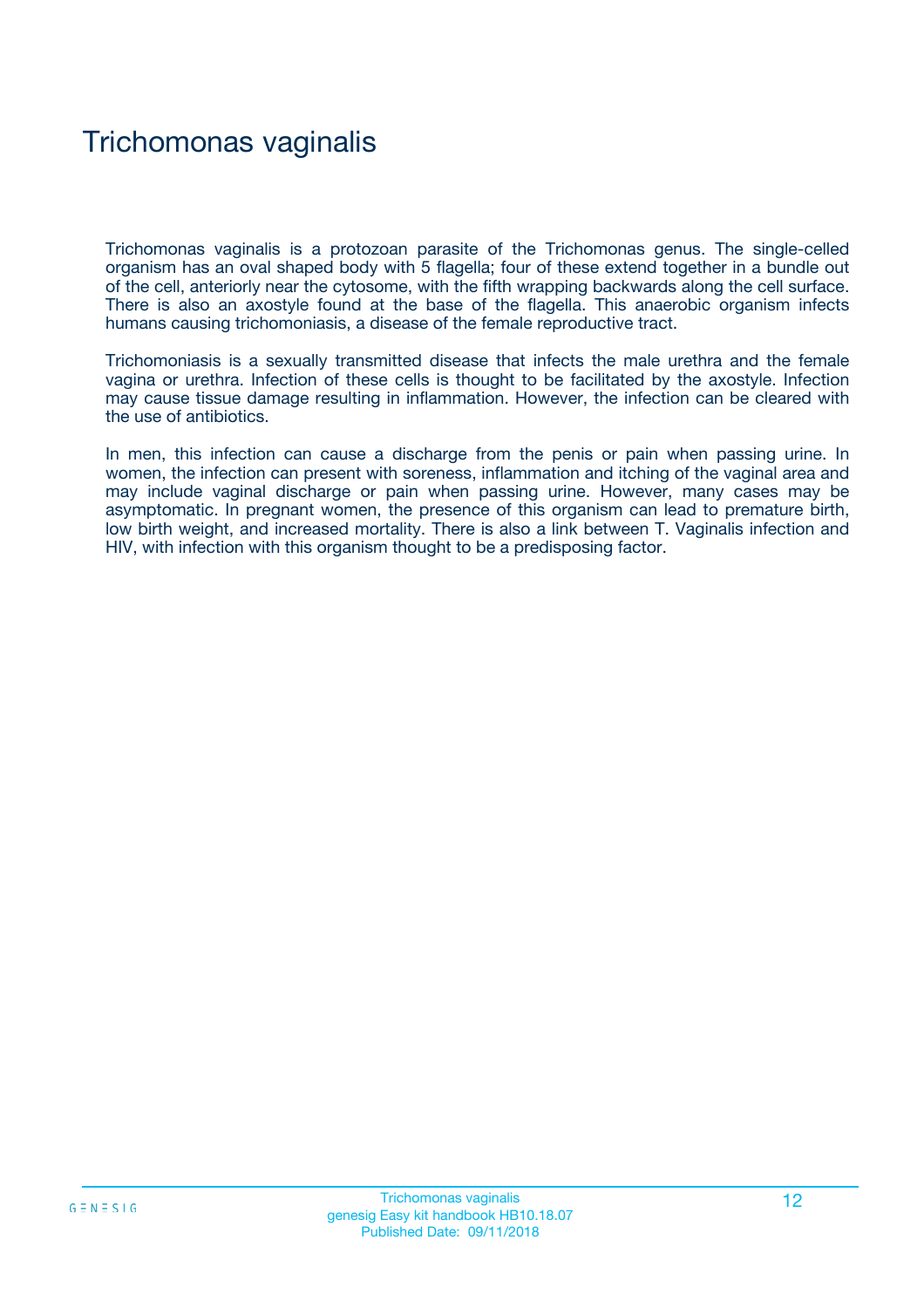# Trichomonas vaginalis

Trichomonas vaginalis is a protozoan parasite of the Trichomonas genus. The single-celled organism has an oval shaped body with 5 flagella; four of these extend together in a bundle out of the cell, anteriorly near the cytosome, with the fifth wrapping backwards along the cell surface. There is also an axostyle found at the base of the flagella. This anaerobic organism infects humans causing trichomoniasis, a disease of the female reproductive tract.

Trichomoniasis is a sexually transmitted disease that infects the male urethra and the female vagina or urethra. Infection of these cells is thought to be facilitated by the axostyle. Infection may cause tissue damage resulting in inflammation. However, the infection can be cleared with the use of antibiotics.

In men, this infection can cause a discharge from the penis or pain when passing urine. In women, the infection can present with soreness, inflammation and itching of the vaginal area and may include vaginal discharge or pain when passing urine. However, many cases may be asymptomatic. In pregnant women, the presence of this organism can lead to premature birth, low birth weight, and increased mortality. There is also a link between T. Vaginalis infection and HIV, with infection with this organism thought to be a predisposing factor.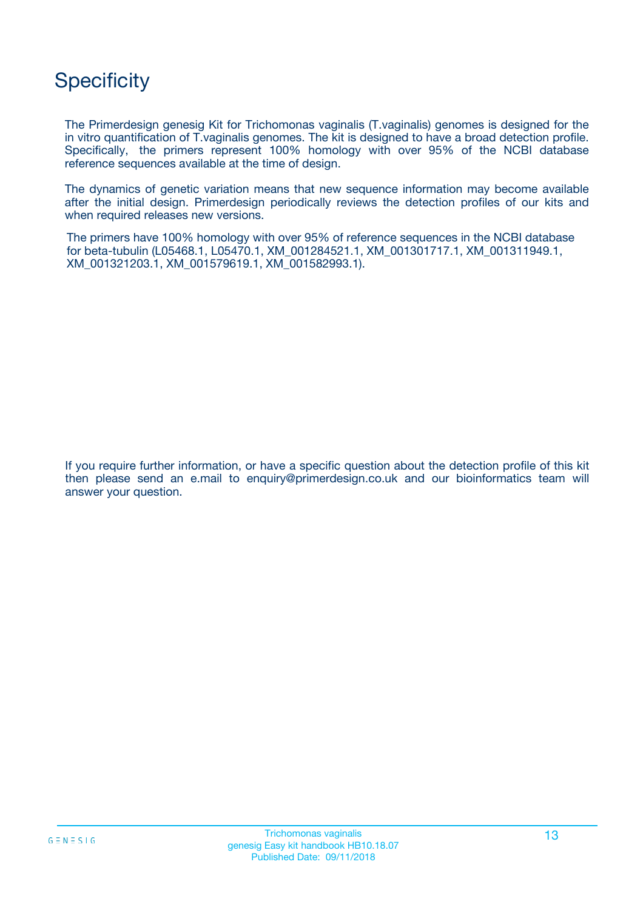# Specificity

The Primerdesign genesig Kit for Trichomonas vaginalis (T.vaginalis) genomes is designed for the in vitro quantification of T.vaginalis genomes. The kit is designed to have a broad detection profile. Specifically, the primers represent 100% homology with over 95% of the NCBI database reference sequences available at the time of design.

The dynamics of genetic variation means that new sequence information may become available after the initial design. Primerdesign periodically reviews the detection profiles of our kits and when required releases new versions.

The primers have 100% homology with over 95% of reference sequences in the NCBI database for beta-tubulin (L05468.1, L05470.1, XM_001284521.1, XM_001301717.1, XM_001311949.1, XM_001321203.1, XM_001579619.1, XM_001582993.1).

If you require further information, or have a specific question about the detection profile of this kit then please send an e.mail to enquiry@primerdesign.co.uk and our bioinformatics team will answer your question.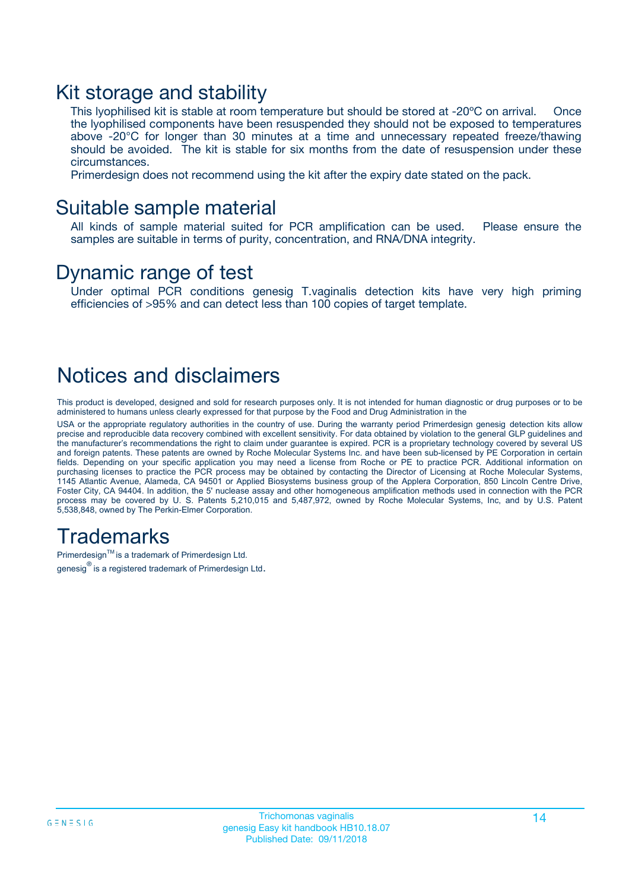## Kit storage and stability

This lyophilised kit is stable at room temperature but should be stored at -20ºC on arrival. Once the lyophilised components have been resuspended they should not be exposed to temperatures above -20°C for longer than 30 minutes at a time and unnecessary repeated freeze/thawing should be avoided. The kit is stable for six months from the date of resuspension under these circumstances.

Primerdesign does not recommend using the kit after the expiry date stated on the pack.

## Suitable sample material

All kinds of sample material suited for PCR amplification can be used. Please ensure the samples are suitable in terms of purity, concentration, and RNA/DNA integrity.

## Dynamic range of test

Under optimal PCR conditions genesig T.vaginalis detection kits have very high priming efficiencies of >95% and can detect less than 100 copies of target template.

# Notices and disclaimers

This product is developed, designed and sold for research purposes only. It is not intended for human diagnostic or drug purposes or to be administered to humans unless clearly expressed for that purpose by the Food and Drug Administration in the

USA or the appropriate regulatory authorities in the country of use. During the warranty period Primerdesign genesig detection kits allow precise and reproducible data recovery combined with excellent sensitivity. For data obtained by violation to the general GLP guidelines and the manufacturer's recommendations the right to claim under guarantee is expired. PCR is a proprietary technology covered by several US and foreign patents. These patents are owned by Roche Molecular Systems Inc. and have been sub-licensed by PE Corporation in certain fields. Depending on your specific application you may need a license from Roche or PE to practice PCR. Additional information on purchasing licenses to practice the PCR process may be obtained by contacting the Director of Licensing at Roche Molecular Systems, 1145 Atlantic Avenue, Alameda, CA 94501 or Applied Biosystems business group of the Applera Corporation, 850 Lincoln Centre Drive, Foster City, CA 94404. In addition, the 5' nuclease assay and other homogeneous amplification methods used in connection with the PCR process may be covered by U. S. Patents 5,210,015 and 5,487,972, owned by Roche Molecular Systems, Inc, and by U.S. Patent 5,538,848, owned by The Perkin-Elmer Corporation.

# Trademarks

Primerdesign™ is a trademark of Primerdesign Ltd.

genesig® is a registered trademark of Primerdesign Ltd.